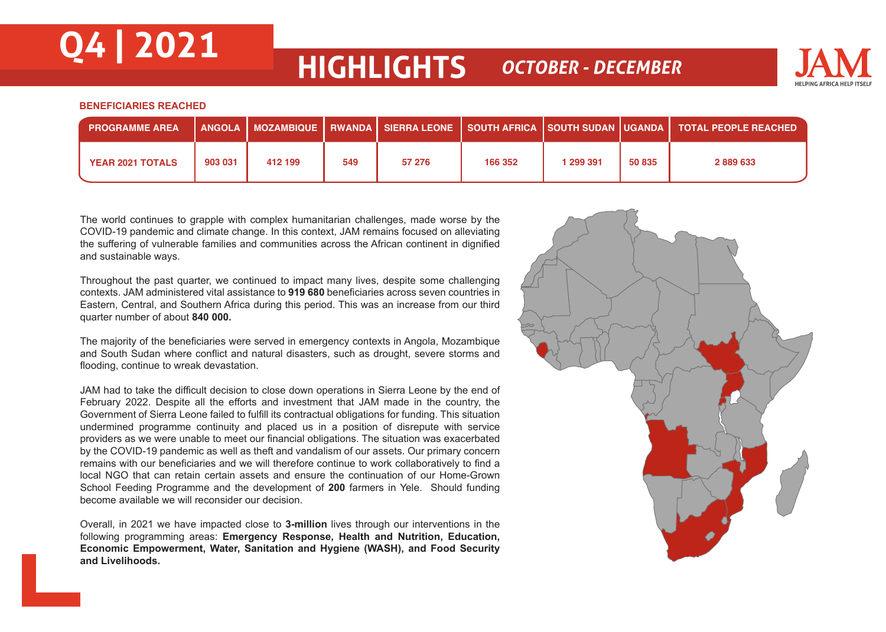# Q4 | 2021

# HIGHLIGHTS *OCTOBER - DECEMBER*

JAM
HELPING AFRICA HELP ITSELF

**BENEFICIARIES REACHED**

| PROGRAMME AREA | ANGOLA | MOZAMBIQUE | RWANDA | SIERRA LEONE | SOUTH AFRICA | SOUTH SUDAN | UGANDA | TOTAL PEOPLE REACHED |
|---|---|---|---|---|---|---|---|---|
| YEAR 2021 TOTALS | 903 031 | 412 199 | 549 | 57 276 | 166 352 | 1 299 391 | 50 835 | 2 889 633 |

The world continues to grapple with complex humanitarian challenges, made worse by the COVID-19 pandemic and climate change. In this context, JAM remains focused on alleviating the suffering of vulnerable families and communities across the African continent in dignified and sustainable ways.

Throughout the past quarter, we continued to impact many lives, despite some challenging contexts. JAM administered vital assistance to **919 680** beneficiaries across seven countries in Eastern, Central, and Southern Africa during this period. This was an increase from our third quarter number of about **840 000.**

The majority of the beneficiaries were served in emergency contexts in Angola, Mozambique and South Sudan where conflict and natural disasters, such as drought, severe storms and flooding, continue to wreak devastation.

JAM had to take the difficult decision to close down operations in Sierra Leone by the end of February 2022. Despite all the efforts and investment that JAM made in the country, the Government of Sierra Leone failed to fulfill its contractual obligations for funding. This situation undermined programme continuity and placed us in a position of disrepute with service providers as we were unable to meet our financial obligations. The situation was exacerbated by the COVID-19 pandemic as well as theft and vandalism of our assets. Our primary concern remains with our beneficiaries and we will therefore continue to work collaboratively to find a local NGO that can retain certain assets and ensure the continuation of our Home-Grown School Feeding Programme and the development of **200** farmers in Yele. Should funding become available we will reconsider our decision.

Overall, in 2021 we have impacted close to **3-million** lives through our interventions in the following programming areas: **Emergency Response, Health and Nutrition, Education, Economic Empowerment, Water, Sanitation and Hygiene (WASH), and Food Security and Livelihoods.**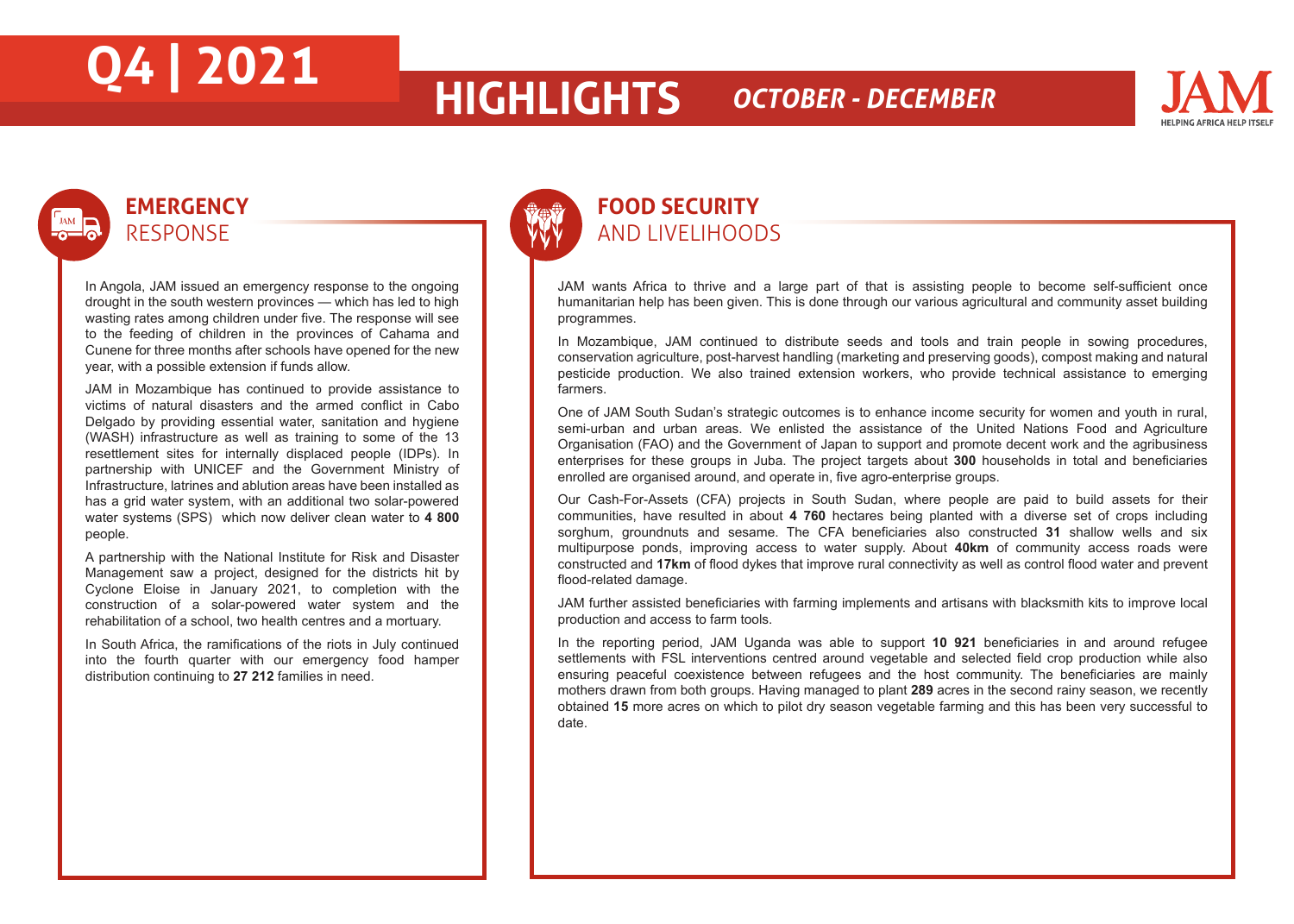# Q4 | 2021 HIGHLIGHTS *OCTOBER - DECEMBER*

## EMERGENCY RESPONSE

In Angola, JAM issued an emergency response to the ongoing drought in the south western provinces — which has led to high wasting rates among children under five. The response will see to the feeding of children in the provinces of Cahama and Cunene for three months after schools have opened for the new year, with a possible extension if funds allow.

JAM in Mozambique has continued to provide assistance to victims of natural disasters and the armed conflict in Cabo Delgado by providing essential water, sanitation and hygiene (WASH) infrastructure as well as training to some of the 13 resettlement sites for internally displaced people (IDPs). In partnership with UNICEF and the Government Ministry of Infrastructure, latrines and ablution areas have been installed as has a grid water system, with an additional two solar-powered water systems (SPS) which now deliver clean water to **4 800** people.

A partnership with the National Institute for Risk and Disaster Management saw a project, designed for the districts hit by Cyclone Eloise in January 2021, to completion with the construction of a solar-powered water system and the rehabilitation of a school, two health centres and a mortuary.

In South Africa, the ramifications of the riots in July continued into the fourth quarter with our emergency food hamper distribution continuing to **27 212** families in need.

## FOOD SECURITY AND LIVELIHOODS

JAM wants Africa to thrive and a large part of that is assisting people to become self-sufficient once humanitarian help has been given. This is done through our various agricultural and community asset building programmes.

In Mozambique, JAM continued to distribute seeds and tools and train people in sowing procedures, conservation agriculture, post-harvest handling (marketing and preserving goods), compost making and natural pesticide production. We also trained extension workers, who provide technical assistance to emerging farmers.

One of JAM South Sudan's strategic outcomes is to enhance income security for women and youth in rural, semi-urban and urban areas. We enlisted the assistance of the United Nations Food and Agriculture Organisation (FAO) and the Government of Japan to support and promote decent work and the agribusiness enterprises for these groups in Juba. The project targets about **300** households in total and beneficiaries enrolled are organised around, and operate in, five agro-enterprise groups.

Our Cash-For-Assets (CFA) projects in South Sudan, where people are paid to build assets for their communities, have resulted in about **4 760** hectares being planted with a diverse set of crops including sorghum, groundnuts and sesame. The CFA beneficiaries also constructed **31** shallow wells and six multipurpose ponds, improving access to water supply. About **40km** of community access roads were constructed and **17km** of flood dykes that improve rural connectivity as well as control flood water and prevent flood-related damage.

JAM further assisted beneficiaries with farming implements and artisans with blacksmith kits to improve local production and access to farm tools.

In the reporting period, JAM Uganda was able to support **10 921** beneficiaries in and around refugee settlements with FSL interventions centred around vegetable and selected field crop production while also ensuring peaceful coexistence between refugees and the host community. The beneficiaries are mainly mothers drawn from both groups. Having managed to plant **289** acres in the second rainy season, we recently obtained **15** more acres on which to pilot dry season vegetable farming and this has been very successful to date.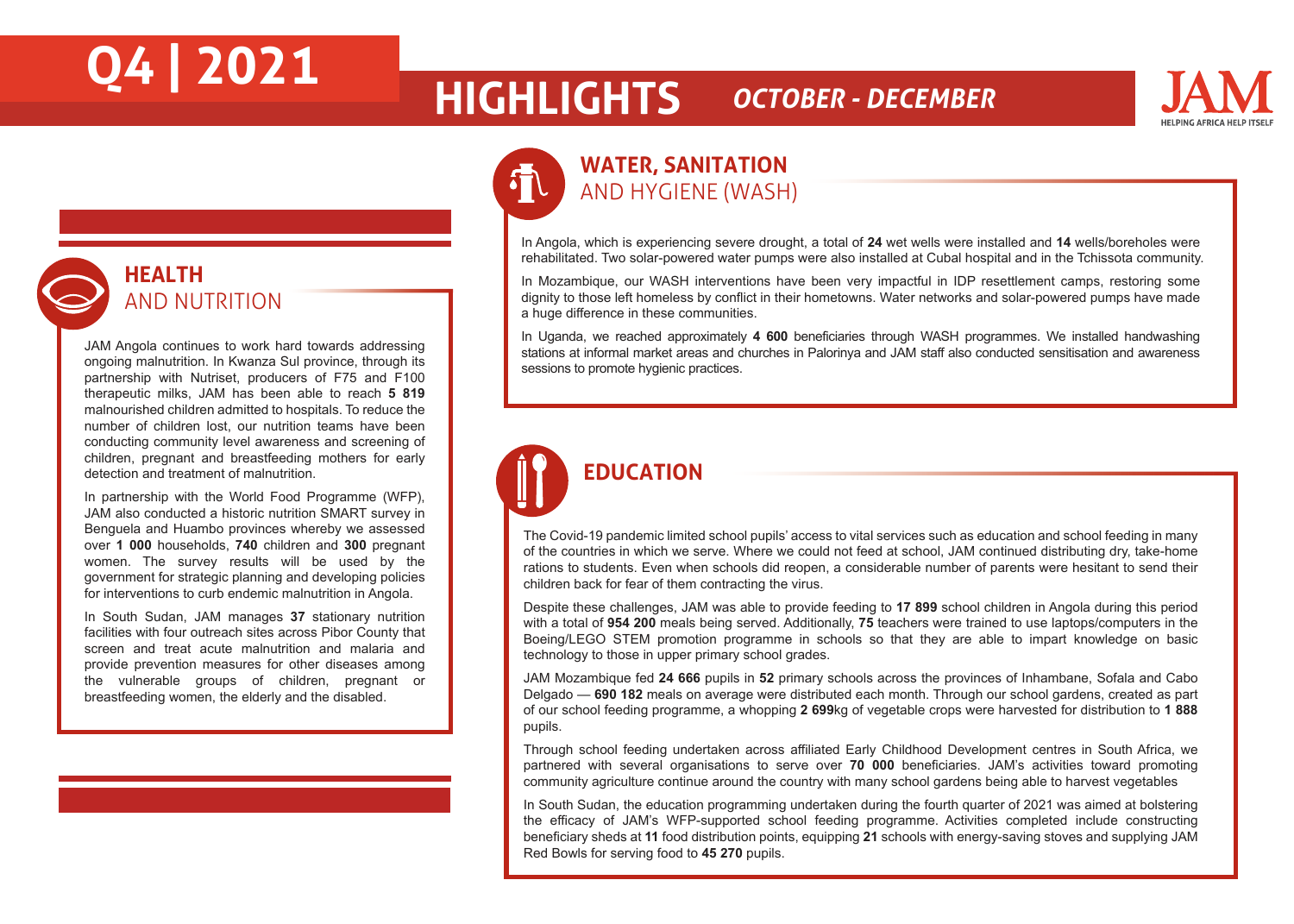# Q4 | 2021

# HIGHLIGHTS *OCTOBER - DECEMBER*

## HEALTH AND NUTRITION

JAM Angola continues to work hard towards addressing ongoing malnutrition. In Kwanza Sul province, through its partnership with Nutriset, producers of F75 and F100 therapeutic milks, JAM has been able to reach **5 819** malnourished children admitted to hospitals. To reduce the number of children lost, our nutrition teams have been conducting community level awareness and screening of children, pregnant and breastfeeding mothers for early detection and treatment of malnutrition.

In partnership with the World Food Programme (WFP), JAM also conducted a historic nutrition SMART survey in Benguela and Huambo provinces whereby we assessed over **1 000** households, **740** children and **300** pregnant women. The survey results will be used by the government for strategic planning and developing policies for interventions to curb endemic malnutrition in Angola.

In South Sudan, JAM manages **37** stationary nutrition facilities with four outreach sites across Pibor County that screen and treat acute malnutrition and malaria and provide prevention measures for other diseases among the vulnerable groups of children, pregnant or breastfeeding women, the elderly and the disabled.

## WATER, SANITATION AND HYGIENE (WASH)

In Angola, which is experiencing severe drought, a total of **24** wet wells were installed and **14** wells/boreholes were rehabilitated. Two solar-powered water pumps were also installed at Cubal hospital and in the Tchissota community.

In Mozambique, our WASH interventions have been very impactful in IDP resettlement camps, restoring some dignity to those left homeless by conflict in their hometowns. Water networks and solar-powered pumps have made a huge difference in these communities.

In Uganda, we reached approximately **4 600** beneficiaries through WASH programmes. We installed handwashing stations at informal market areas and churches in Palorinya and JAM staff also conducted sensitisation and awareness sessions to promote hygienic practices.

## EDUCATION

The Covid-19 pandemic limited school pupils' access to vital services such as education and school feeding in many of the countries in which we serve. Where we could not feed at school, JAM continued distributing dry, take-home rations to students. Even when schools did reopen, a considerable number of parents were hesitant to send their children back for fear of them contracting the virus.

Despite these challenges, JAM was able to provide feeding to **17 899** school children in Angola during this period with a total of **954 200** meals being served. Additionally, **75** teachers were trained to use laptops/computers in the Boeing/LEGO STEM promotion programme in schools so that they are able to impart knowledge on basic technology to those in upper primary school grades.

JAM Mozambique fed **24 666** pupils in **52** primary schools across the provinces of Inhambane, Sofala and Cabo Delgado — **690 182** meals on average were distributed each month. Through our school gardens, created as part of our school feeding programme, a whopping **2 699**kg of vegetable crops were harvested for distribution to **1 888** pupils.

Through school feeding undertaken across affiliated Early Childhood Development centres in South Africa, we partnered with several organisations to serve over **70 000** beneficiaries. JAM's activities toward promoting community agriculture continue around the country with many school gardens being able to harvest vegetables

In South Sudan, the education programming undertaken during the fourth quarter of 2021 was aimed at bolstering the efficacy of JAM's WFP-supported school feeding programme. Activities completed include constructing beneficiary sheds at **11** food distribution points, equipping **21** schools with energy-saving stoves and supplying JAM Red Bowls for serving food to **45 270** pupils.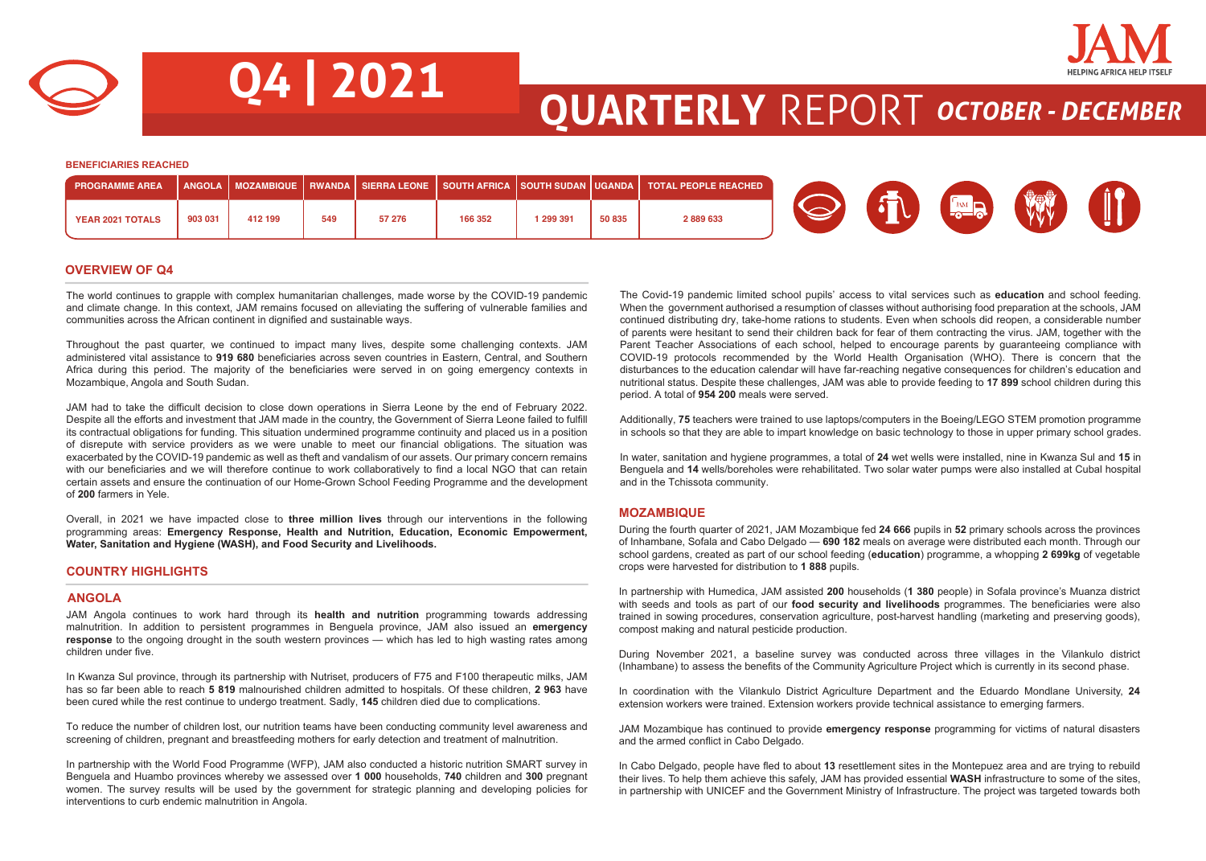# Q4 | 2021

# QUARTERLY REPORT *OCTOBER - DECEMBER*

**BENEFICIARIES REACHED**

| PROGRAMME AREA | ANGOLA | MOZAMBIQUE | RWANDA | SIERRA LEONE | SOUTH AFRICA | SOUTH SUDAN | UGANDA | TOTAL PEOPLE REACHED |
|---|---|---|---|---|---|---|---|---|
| YEAR 2021 TOTALS | 903 031 | 412 199 | 549 | 57 276 | 166 352 | 1 299 391 | 50 835 | 2 889 633 |

## OVERVIEW OF Q4

The world continues to grapple with complex humanitarian challenges, made worse by the COVID-19 pandemic and climate change. In this context, JAM remains focused on alleviating the suffering of vulnerable families and communities across the African continent in dignified and sustainable ways.

Throughout the past quarter, we continued to impact many lives, despite some challenging contexts. JAM administered vital assistance to **919 680** beneficiaries across seven countries in Eastern, Central, and Southern Africa during this period. The majority of the beneficiaries were served in on going emergency contexts in Mozambique, Angola and South Sudan.

JAM had to take the difficult decision to close down operations in Sierra Leone by the end of February 2022. Despite all the efforts and investment that JAM made in the country, the Government of Sierra Leone failed to fulfill its contractual obligations for funding. This situation undermined programme continuity and placed us in a position of disrepute with service providers as we were unable to meet our financial obligations. The situation was exacerbated by the COVID-19 pandemic as well as theft and vandalism of our assets. Our primary concern remains with our beneficiaries and we will therefore continue to work collaboratively to find a local NGO that can retain certain assets and ensure the continuation of our Home-Grown School Feeding Programme and the development of **200** farmers in Yele.

Overall, in 2021 we have impacted close to **three million lives** through our interventions in the following programming areas: **Emergency Response, Health and Nutrition, Education, Economic Empowerment, Water, Sanitation and Hygiene (WASH), and Food Security and Livelihoods.**

## COUNTRY HIGHLIGHTS

### ANGOLA

JAM Angola continues to work hard through its **health and nutrition** programming towards addressing malnutrition. In addition to persistent programmes in Benguela province, JAM also issued an **emergency response** to the ongoing drought in the south western provinces — which has led to high wasting rates among children under five.

In Kwanza Sul province, through its partnership with Nutriset, producers of F75 and F100 therapeutic milks, JAM has so far been able to reach **5 819** malnourished children admitted to hospitals. Of these children, **2 963** have been cured while the rest continue to undergo treatment. Sadly, **145** children died due to complications.

To reduce the number of children lost, our nutrition teams have been conducting community level awareness and screening of children, pregnant and breastfeeding mothers for early detection and treatment of malnutrition.

In partnership with the World Food Programme (WFP), JAM also conducted a historic nutrition SMART survey in Benguela and Huambo provinces whereby we assessed over **1 000** households, **740** children and **300** pregnant women. The survey results will be used by the government for strategic planning and developing policies for interventions to curb endemic malnutrition in Angola.

The Covid-19 pandemic limited school pupils' access to vital services such as **education** and school feeding. When the government authorised a resumption of classes without authorising food preparation at the schools, JAM continued distributing dry, take-home rations to students. Even when schools did reopen, a considerable number of parents were hesitant to send their children back for fear of them contracting the virus. JAM, together with the Parent Teacher Associations of each school, helped to encourage parents by guaranteeing compliance with COVID-19 protocols recommended by the World Health Organisation (WHO). There is concern that the disturbances to the education calendar will have far-reaching negative consequences for children's education and nutritional status. Despite these challenges, JAM was able to provide feeding to **17 899** school children during this period. A total of **954 200** meals were served.

Additionally, **75** teachers were trained to use laptops/computers in the Boeing/LEGO STEM promotion programme in schools so that they are able to impart knowledge on basic technology to those in upper primary school grades.

In water, sanitation and hygiene programmes, a total of **24** wet wells were installed, nine in Kwanza Sul and **15** in Benguela and **14** wells/boreholes were rehabilitated. Two solar water pumps were also installed at Cubal hospital and in the Tchissota community.

### MOZAMBIQUE

During the fourth quarter of 2021, JAM Mozambique fed **24 666** pupils in **52** primary schools across the provinces of Inhambane, Sofala and Cabo Delgado — **690 182** meals on average were distributed each month. Through our school gardens, created as part of our school feeding (**education**) programme, a whopping **2 699kg** of vegetable crops were harvested for distribution to **1 888** pupils.

In partnership with Humedica, JAM assisted **200** households (**1 380** people) in Sofala province's Muanza district with seeds and tools as part of our **food security and livelihoods** programmes. The beneficiaries were also trained in sowing procedures, conservation agriculture, post-harvest handling (marketing and preserving goods), compost making and natural pesticide production.

During November 2021, a baseline survey was conducted across three villages in the Vilankulo district (Inhambane) to assess the benefits of the Community Agriculture Project which is currently in its second phase.

In coordination with the Vilankulo District Agriculture Department and the Eduardo Mondlane University, **24** extension workers were trained. Extension workers provide technical assistance to emerging farmers.

JAM Mozambique has continued to provide **emergency response** programming for victims of natural disasters and the armed conflict in Cabo Delgado.

In Cabo Delgado, people have fled to about **13** resettlement sites in the Montepuez area and are trying to rebuild their lives. To help them achieve this safely, JAM has provided essential **WASH** infrastructure to some of the sites, in partnership with UNICEF and the Government Ministry of Infrastructure. The project was targeted towards both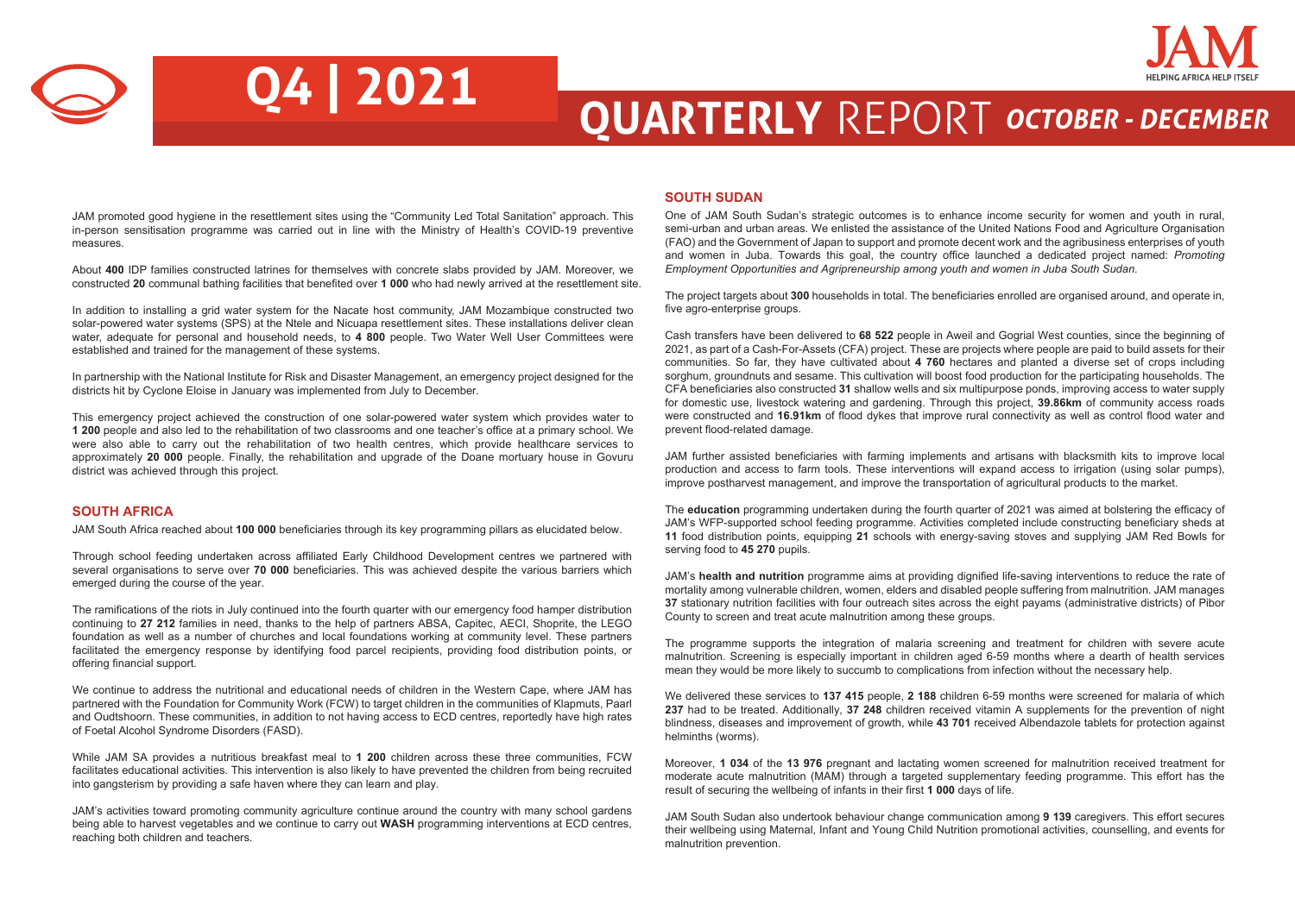JAM promoted good hygiene in the resettlement sites using the "Community Led Total Sanitation" approach. This in-person sensitisation programme was carried out in line with the Ministry of Health's COVID-19 preventive measures.

About **400** IDP families constructed latrines for themselves with concrete slabs provided by JAM. Moreover, we constructed **20** communal bathing facilities that benefited over **1 000** who had newly arrived at the resettlement site.

In addition to installing a grid water system for the Nacate host community, JAM Mozambique constructed two solar-powered water systems (SPS) at the Ntele and Nicuapa resettlement sites. These installations deliver clean water, adequate for personal and household needs, to **4 800** people. Two Water Well User Committees were established and trained for the management of these systems.

In partnership with the National Institute for Risk and Disaster Management, an emergency project designed for the districts hit by Cyclone Eloise in January was implemented from July to December.

This emergency project achieved the construction of one solar-powered water system which provides water to **1 200** people and also led to the rehabilitation of two classrooms and one teacher's office at a primary school. We were also able to carry out the rehabilitation of two health centres, which provide healthcare services to approximately **20 000** people. Finally, the rehabilitation and upgrade of the Doane mortuary house in Govuru district was achieved through this project.

## SOUTH AFRICA

JAM South Africa reached about **100 000** beneficiaries through its key programming pillars as elucidated below.

Through school feeding undertaken across affiliated Early Childhood Development centres we partnered with several organisations to serve over **70 000** beneficiaries. This was achieved despite the various barriers which emerged during the course of the year.

The ramifications of the riots in July continued into the fourth quarter with our emergency food hamper distribution continuing to **27 212** families in need, thanks to the help of partners ABSA, Capitec, AECI, Shoprite, the LEGO foundation as well as a number of churches and local foundations working at community level. These partners facilitated the emergency response by identifying food parcel recipients, providing food distribution points, or offering financial support.

We continue to address the nutritional and educational needs of children in the Western Cape, where JAM has partnered with the Foundation for Community Work (FCW) to target children in the communities of Klapmuts, Paarl and Oudtshoorn. These communities, in addition to not having access to ECD centres, reportedly have high rates of Foetal Alcohol Syndrome Disorders (FASD).

While JAM SA provides a nutritious breakfast meal to **1 200** children across these three communities, FCW facilitates educational activities. This intervention is also likely to have prevented the children from being recruited into gangsterism by providing a safe haven where they can learn and play.

JAM's activities toward promoting community agriculture continue around the country with many school gardens being able to harvest vegetables and we continue to carry out **WASH** programming interventions at ECD centres, reaching both children and teachers.

## SOUTH SUDAN

One of JAM South Sudan's strategic outcomes is to enhance income security for women and youth in rural, semi-urban and urban areas. We enlisted the assistance of the United Nations Food and Agriculture Organisation (FAO) and the Government of Japan to support and promote decent work and the agribusiness enterprises of youth and women in Juba. Towards this goal, the country office launched a dedicated project named: *Promoting Employment Opportunities and Agripreneurship among youth and women in Juba South Sudan.*

The project targets about **300** households in total. The beneficiaries enrolled are organised around, and operate in, five agro-enterprise groups.

Cash transfers have been delivered to **68 522** people in Aweil and Gogrial West counties, since the beginning of 2021, as part of a Cash-For-Assets (CFA) project. These are projects where people are paid to build assets for their communities. So far, they have cultivated about **4 760** hectares and planted a diverse set of crops including sorghum, groundnuts and sesame. This cultivation will boost food production for the participating households. The CFA beneficiaries also constructed **31** shallow wells and six multipurpose ponds, improving access to water supply for domestic use, livestock watering and gardening. Through this project, **39.86km** of community access roads were constructed and **16.91km** of flood dykes that improve rural connectivity as well as control flood water and prevent flood-related damage.

JAM further assisted beneficiaries with farming implements and artisans with blacksmith kits to improve local production and access to farm tools. These interventions will expand access to irrigation (using solar pumps), improve postharvest management, and improve the transportation of agricultural products to the market.

The **education** programming undertaken during the fourth quarter of 2021 was aimed at bolstering the efficacy of JAM's WFP-supported school feeding programme. Activities completed include constructing beneficiary sheds at **11** food distribution points, equipping **21** schools with energy-saving stoves and supplying JAM Red Bowls for serving food to **45 270** pupils.

JAM's **health and nutrition** programme aims at providing dignified life-saving interventions to reduce the rate of mortality among vulnerable children, women, elders and disabled people suffering from malnutrition. JAM manages **37** stationary nutrition facilities with four outreach sites across the eight payams (administrative districts) of Pibor County to screen and treat acute malnutrition among these groups.

The programme supports the integration of malaria screening and treatment for children with severe acute malnutrition. Screening is especially important in children aged 6-59 months where a dearth of health services mean they would be more likely to succumb to complications from infection without the necessary help.

We delivered these services to **137 415** people, **2 188** children 6-59 months were screened for malaria of which **237** had to be treated. Additionally, **37 248** children received vitamin A supplements for the prevention of night blindness, diseases and improvement of growth, while **43 701** received Albendazole tablets for protection against helminths (worms).

Moreover, **1 034** of the **13 976** pregnant and lactating women screened for malnutrition received treatment for moderate acute malnutrition (MAM) through a targeted supplementary feeding programme. This effort has the result of securing the wellbeing of infants in their first **1 000** days of life.

JAM South Sudan also undertook behaviour change communication among **9 139** caregivers. This effort secures their wellbeing using Maternal, Infant and Young Child Nutrition promotional activities, counselling, and events for malnutrition prevention.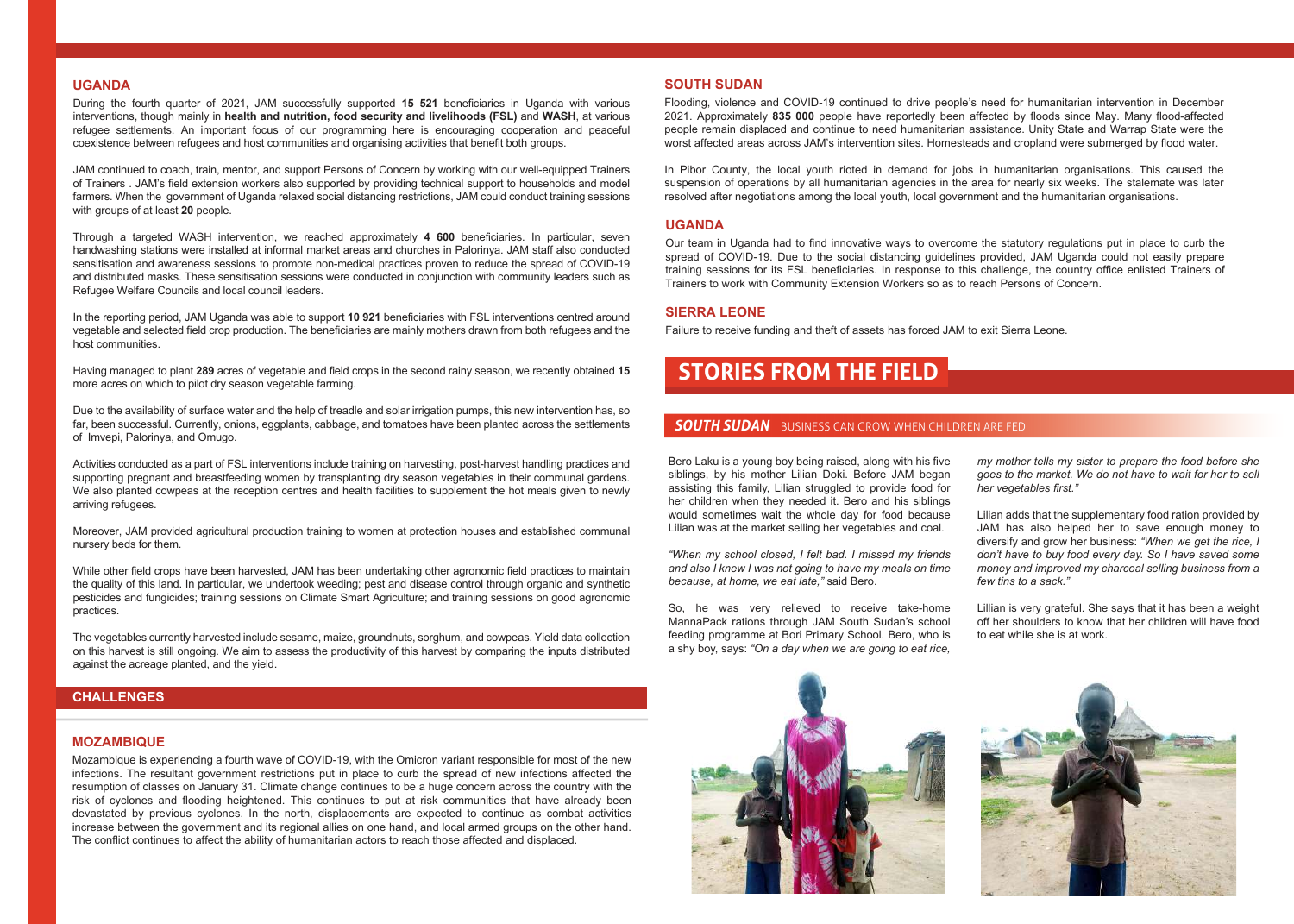## UGANDA

During the fourth quarter of 2021, JAM successfully supported **15 521** beneficiaries in Uganda with various interventions, though mainly in **health and nutrition, food security and livelihoods (FSL)** and **WASH**, at various refugee settlements. An important focus of our programming here is encouraging cooperation and peaceful coexistence between refugees and host communities and organising activities that benefit both groups.

JAM continued to coach, train, mentor, and support Persons of Concern by working with our well-equipped Trainers of Trainers . JAM's field extension workers also supported by providing technical support to households and model farmers. When the government of Uganda relaxed social distancing restrictions, JAM could conduct training sessions with groups of at least **20** people.

Through a targeted WASH intervention, we reached approximately **4 600** beneficiaries. In particular, seven handwashing stations were installed at informal market areas and churches in Palorinya. JAM staff also conducted sensitisation and awareness sessions to promote non-medical practices proven to reduce the spread of COVID-19 and distributed masks. These sensitisation sessions were conducted in conjunction with community leaders such as Refugee Welfare Councils and local council leaders.

In the reporting period, JAM Uganda was able to support **10 921** beneficiaries with FSL interventions centred around vegetable and selected field crop production. The beneficiaries are mainly mothers drawn from both refugees and the host communities.

Having managed to plant **289** acres of vegetable and field crops in the second rainy season, we recently obtained **15** more acres on which to pilot dry season vegetable farming.

Due to the availability of surface water and the help of treadle and solar irrigation pumps, this new intervention has, so far, been successful. Currently, onions, eggplants, cabbage, and tomatoes have been planted across the settlements of Imvepi, Palorinya, and Omugo.

Activities conducted as a part of FSL interventions include training on harvesting, post-harvest handling practices and supporting pregnant and breastfeeding women by transplanting dry season vegetables in their communal gardens. We also planted cowpeas at the reception centres and health facilities to supplement the hot meals given to newly arriving refugees.

Moreover, JAM provided agricultural production training to women at protection houses and established communal nursery beds for them.

While other field crops have been harvested, JAM has been undertaking other agronomic field practices to maintain the quality of this land. In particular, we undertook weeding; pest and disease control through organic and synthetic pesticides and fungicides; training sessions on Climate Smart Agriculture; and training sessions on good agronomic practices.

The vegetables currently harvested include sesame, maize, groundnuts, sorghum, and cowpeas. Yield data collection on this harvest is still ongoing. We aim to assess the productivity of this harvest by comparing the inputs distributed against the acreage planted, and the yield.

## CHALLENGES

### MOZAMBIQUE

Mozambique is experiencing a fourth wave of COVID-19, with the Omicron variant responsible for most of the new infections. The resultant government restrictions put in place to curb the spread of new infections affected the resumption of classes on January 31. Climate change continues to be a huge concern across the country with the risk of cyclones and flooding heightened. This continues to put at risk communities that have already been devastated by previous cyclones. In the north, displacements are expected to continue as combat activities increase between the government and its regional allies on one hand, and local armed groups on the other hand. The conflict continues to affect the ability of humanitarian actors to reach those affected and displaced.

### SOUTH SUDAN

Flooding, violence and COVID-19 continued to drive people's need for humanitarian intervention in December 2021. Approximately **835 000** people have reportedly been affected by floods since May. Many flood-affected people remain displaced and continue to need humanitarian assistance. Unity State and Warrap State were the worst affected areas across JAM's intervention sites. Homesteads and cropland were submerged by flood water.

In Pibor County, the local youth rioted in demand for jobs in humanitarian organisations. This caused the suspension of operations by all humanitarian agencies in the area for nearly six weeks. The stalemate was later resolved after negotiations among the local youth, local government and the humanitarian organisations.

### UGANDA

Our team in Uganda had to find innovative ways to overcome the statutory regulations put in place to curb the spread of COVID-19. Due to the social distancing guidelines provided, JAM Uganda could not easily prepare training sessions for its FSL beneficiaries. In response to this challenge, the country office enlisted Trainers of Trainers to work with Community Extension Workers so as to reach Persons of Concern.

### SIERRA LEONE

Failure to receive funding and theft of assets has forced JAM to exit Sierra Leone.

# STORIES FROM THE FIELD

## *SOUTH SUDAN* BUSINESS CAN GROW WHEN CHILDREN ARE FED

Bero Laku is a young boy being raised, along with his five siblings, by his mother Lilian Doki. Before JAM began assisting this family, Lilian struggled to provide food for her children when they needed it. Bero and his siblings would sometimes wait the whole day for food because Lilian was at the market selling her vegetables and coal.

*"When my school closed, I felt bad. I missed my friends and also I knew I was not going to have my meals on time because, at home, we eat late,"* said Bero.

So, he was very relieved to receive take-home MannaPack rations through JAM South Sudan's school feeding programme at Bori Primary School. Bero, who is a shy boy, says: *"On a day when we are going to eat rice, my mother tells my sister to prepare the food before she goes to the market. We do not have to wait for her to sell her vegetables first."*

Lilian adds that the supplementary food ration provided by JAM has also helped her to save enough money to diversify and grow her business: *"When we get the rice, I don't have to buy food every day. So I have saved some money and improved my charcoal selling business from a few tins to a sack."*

Lillian is very grateful. She says that it has been a weight off her shoulders to know that her children will have food to eat while she is at work.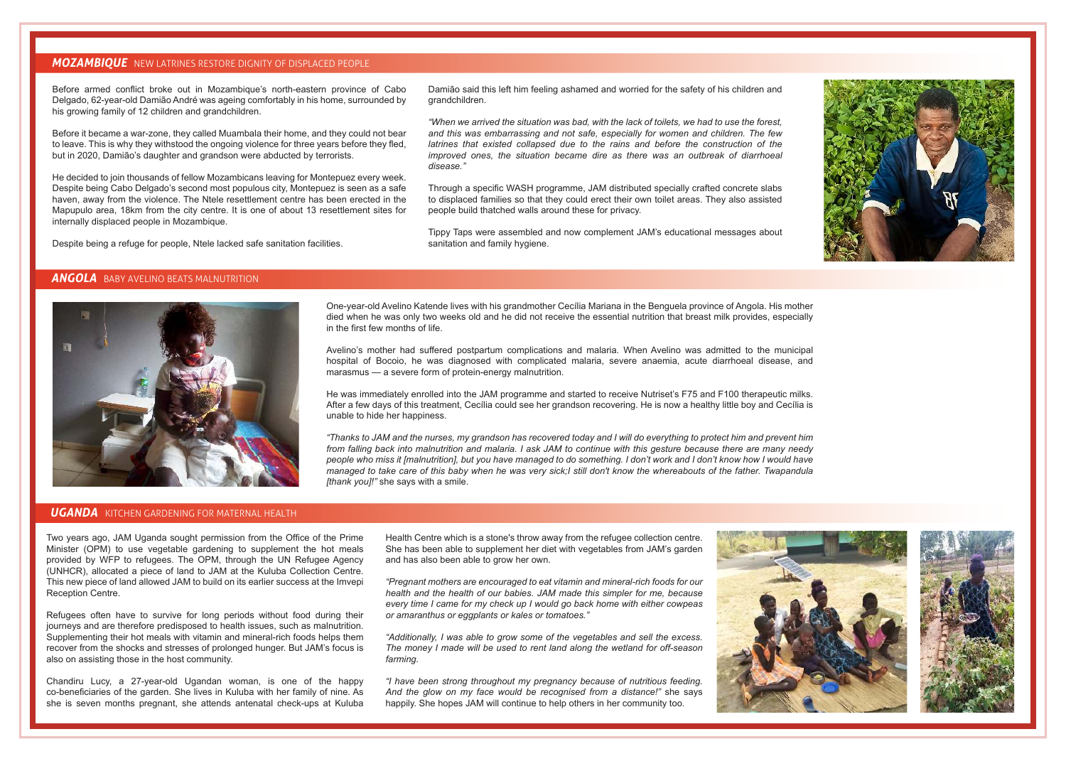## MOZAMBIQUE NEW LATRINES RESTORE DIGNITY OF DISPLACED PEOPLE

Before armed conflict broke out in Mozambique's north-eastern province of Cabo Delgado, 62-year-old Damião André was ageing comfortably in his home, surrounded by his growing family of 12 children and grandchildren.

Before it became a war-zone, they called Muambala their home, and they could not bear to leave. This is why they withstood the ongoing violence for three years before they fled, but in 2020, Damião's daughter and grandson were abducted by terrorists.

He decided to join thousands of fellow Mozambicans leaving for Montepuez every week. Despite being Cabo Delgado's second most populous city, Montepuez is seen as a safe haven, away from the violence. The Ntele resettlement centre has been erected in the Mapupulo area, 18km from the city centre. It is one of about 13 resettlement sites for internally displaced people in Mozambique.

Despite being a refuge for people, Ntele lacked safe sanitation facilities.

Damião said this left him feeling ashamed and worried for the safety of his children and grandchildren.

*"When we arrived the situation was bad, with the lack of toilets, we had to use the forest, and this was embarrassing and not safe, especially for women and children. The few latrines that existed collapsed due to the rains and before the construction of the improved ones, the situation became dire as there was an outbreak of diarrhoeal disease."*

Through a specific WASH programme, JAM distributed specially crafted concrete slabs to displaced families so that they could erect their own toilet areas. They also assisted people build thatched walls around these for privacy.

Tippy Taps were assembled and now complement JAM's educational messages about sanitation and family hygiene.

## ANGOLA BABY AVELINO BEATS MALNUTRITION

One-year-old Avelino Katende lives with his grandmother Cecília Mariana in the Benguela province of Angola. His mother died when he was only two weeks old and he did not receive the essential nutrition that breast milk provides, especially in the first few months of life.

Avelino's mother had suffered postpartum complications and malaria. When Avelino was admitted to the municipal hospital of Bocoio, he was diagnosed with complicated malaria, severe anaemia, acute diarrhoeal disease, and marasmus — a severe form of protein-energy malnutrition.

He was immediately enrolled into the JAM programme and started to receive Nutriset's F75 and F100 therapeutic milks. After a few days of this treatment, Cecília could see her grandson recovering. He is now a healthy little boy and Cecília is unable to hide her happiness.

*"Thanks to JAM and the nurses, my grandson has recovered today and I will do everything to protect him and prevent him from falling back into malnutrition and malaria. I ask JAM to continue with this gesture because there are many needy people who miss it [malnutrition], but you have managed to do something. I don't work and I don't know how I would have managed to take care of this baby when he was very sick;I still don't know the whereabouts of the father. Twapandula [thank you]!"* she says with a smile.

## UGANDA KITCHEN GARDENING FOR MATERNAL HEALTH

Two years ago, JAM Uganda sought permission from the Office of the Prime Minister (OPM) to use vegetable gardening to supplement the hot meals provided by WFP to refugees. The OPM, through the UN Refugee Agency (UNHCR), allocated a piece of land to JAM at the Kuluba Collection Centre. This new piece of land allowed JAM to build on its earlier success at the Imvepi Reception Centre.

Refugees often have to survive for long periods without food during their journeys and are therefore predisposed to health issues, such as malnutrition. Supplementing their hot meals with vitamin and mineral-rich foods helps them recover from the shocks and stresses of prolonged hunger. But JAM's focus is also on assisting those in the host community.

Chandiru Lucy, a 27-year-old Ugandan woman, is one of the happy co-beneficiaries of the garden. She lives in Kuluba with her family of nine. As she is seven months pregnant, she attends antenatal check-ups at Kuluba Health Centre which is a stone's throw away from the refugee collection centre. She has been able to supplement her diet with vegetables from JAM's garden and has also been able to grow her own.

*"Pregnant mothers are encouraged to eat vitamin and mineral-rich foods for our health and the health of our babies. JAM made this simpler for me, because every time I came for my check up I would go back home with either cowpeas or amaranthus or eggplants or kales or tomatoes."*

*"Additionally, I was able to grow some of the vegetables and sell the excess. The money I made will be used to rent land along the wetland for off-season farming.*

*"I have been strong throughout my pregnancy because of nutritious feeding. And the glow on my face would be recognised from a distance!"* she says happily. She hopes JAM will continue to help others in her community too.